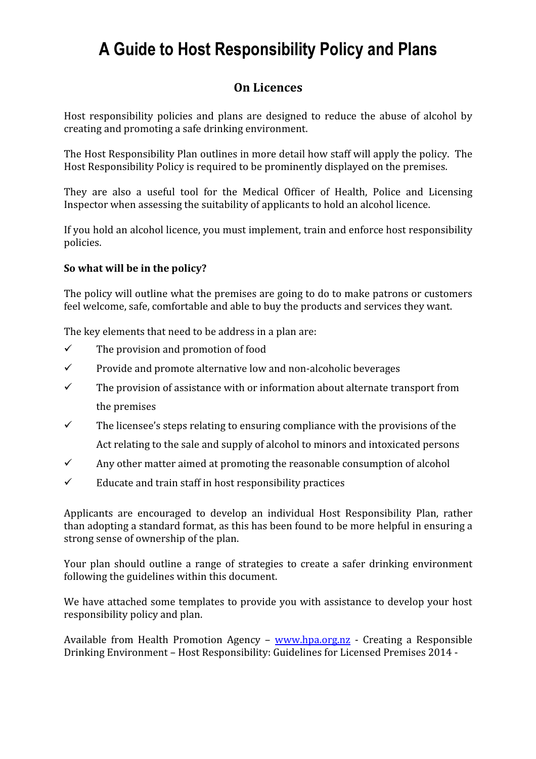# A Guide to Host Responsibility Policy and Plans

## On Licences

Host responsibility policies and plans are designed to reduce the abuse of alcohol by creating and promoting a safe drinking environment.

The Host Responsibility Plan outlines in more detail how staff will apply the policy. The Host Responsibility Policy is required to be prominently displayed on the premises.

They are also a useful tool for the Medical Officer of Health, Police and Licensing Inspector when assessing the suitability of applicants to hold an alcohol licence.

If you hold an alcohol licence, you must implement, train and enforce host responsibility policies.

**So what will be in the policy?**

The policy will outline what the premises are going to do to make patrons or customers feel welcome, safe, comfortable and able to buy the products and services they want.

The key elements that need to be address in a plan are:

- ✓ The provision and promotion of food
- ✓ Provide and promote alternative low and non-alcoholic beverages
- ✓ The provision of assistance with or information about alternate transport from the premises
- ✓ The licensee's steps relating to ensuring compliance with the provisions of the Act relating to the sale and supply of alcohol to minors and intoxicated persons
- ✓ Any other matter aimed at promoting the reasonable consumption of alcohol
- ✓ Educate and train staff in host responsibility practices

Applicants are encouraged to develop an individual Host Responsibility Plan, rather than adopting a standard format, as this has been found to be more helpful in ensuring a strong sense of ownership of the plan.

Your plan should outline a range of strategies to create a safer drinking environment following the guidelines within this document.

We have attached some templates to provide you with assistance to develop your host responsibility policy and plan.

Available from Health Promotion Agency – www.hpa.org.nz - Creating a Responsible Drinking Environment – Host Responsibility: Guidelines for Licensed Premises 2014 -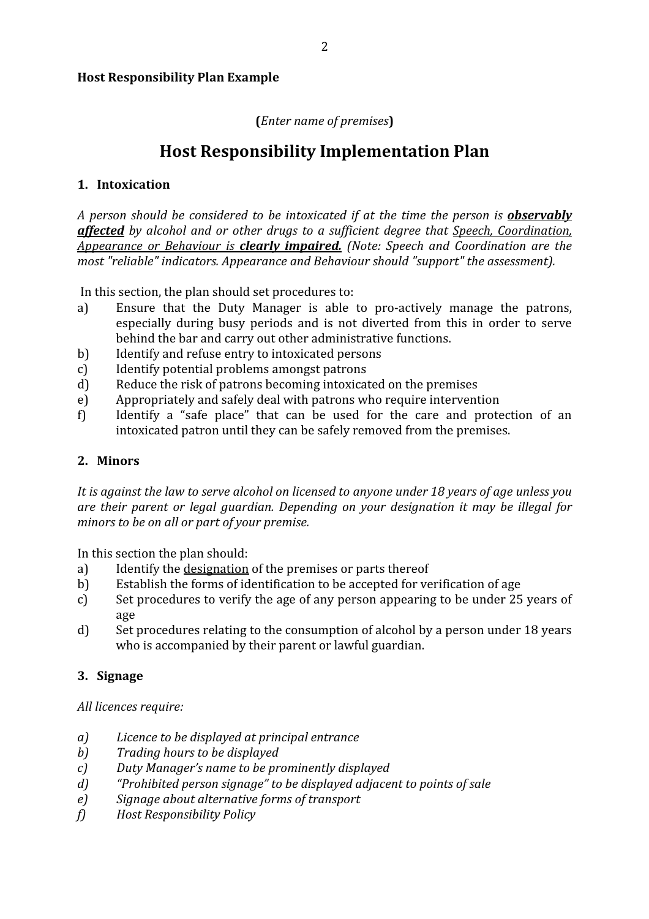**Host Responsibility Plan Example**

**(***Enter name of premises***)**

# Host Responsibility Implementation Plan

## 1. Intoxication

*A person should be considered to be intoxicated if at the time the person is* ***<u>observably affected</u>*** *by alcohol and or other drugs to a sufficient degree that <u>Speech, Coordination, Appearance or Behaviour is</u>* ***<u>clearly impaired.</u>*** *(Note: Speech and Coordination are the most "reliable" indicators. Appearance and Behaviour should "support" the assessment).*

In this section, the plan should set procedures to:

a) Ensure that the Duty Manager is able to pro-actively manage the patrons, especially during busy periods and is not diverted from this in order to serve behind the bar and carry out other administrative functions.
b) Identify and refuse entry to intoxicated persons
c) Identify potential problems amongst patrons
d) Reduce the risk of patrons becoming intoxicated on the premises
e) Appropriately and safely deal with patrons who require intervention
f) Identify a "safe place" that can be used for the care and protection of an intoxicated patron until they can be safely removed from the premises.

## 2. Minors

*It is against the law to serve alcohol on licensed to anyone under 18 years of age unless you are their parent or legal guardian. Depending on your designation it may be illegal for minors to be on all or part of your premise.*

In this section the plan should:

a) Identify the <u>designation</u> of the premises or parts thereof
b) Establish the forms of identification to be accepted for verification of age
c) Set procedures to verify the age of any person appearing to be under 25 years of age
d) Set procedures relating to the consumption of alcohol by a person under 18 years who is accompanied by their parent or lawful guardian.

## 3. Signage

*All licences require:*

*a) Licence to be displayed at principal entrance*
*b) Trading hours to be displayed*
*c) Duty Manager's name to be prominently displayed*
*d) "Prohibited person signage" to be displayed adjacent to points of sale*
*e) Signage about alternative forms of transport*
*f) Host Responsibility Policy*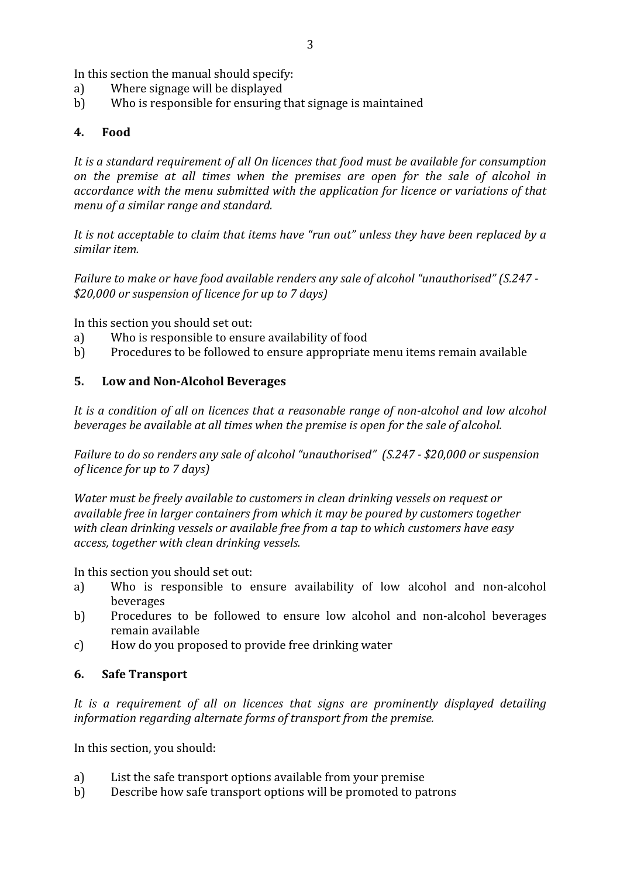In this section the manual should specify:

a) Where signage will be displayed
b) Who is responsible for ensuring that signage is maintained

## 4. Food

*It is a standard requirement of all On licences that food must be available for consumption on the premise at all times when the premises are open for the sale of alcohol in accordance with the menu submitted with the application for licence or variations of that menu of a similar range and standard.*

*It is not acceptable to claim that items have "run out" unless they have been replaced by a similar item.*

*Failure to make or have food available renders any sale of alcohol "unauthorised" (S.247 - $20,000 or suspension of licence for up to 7 days)*

In this section you should set out:

a) Who is responsible to ensure availability of food
b) Procedures to be followed to ensure appropriate menu items remain available

## 5. Low and Non-Alcohol Beverages

*It is a condition of all on licences that a reasonable range of non-alcohol and low alcohol beverages be available at all times when the premise is open for the sale of alcohol.*

*Failure to do so renders any sale of alcohol "unauthorised" (S.247 - $20,000 or suspension of licence for up to 7 days)*

*Water must be freely available to customers in clean drinking vessels on request or available free in larger containers from which it may be poured by customers together with clean drinking vessels or available free from a tap to which customers have easy access, together with clean drinking vessels.*

In this section you should set out:

a) Who is responsible to ensure availability of low alcohol and non-alcohol beverages
b) Procedures to be followed to ensure low alcohol and non-alcohol beverages remain available
c) How do you proposed to provide free drinking water

## 6. Safe Transport

*It is a requirement of all on licences that signs are prominently displayed detailing information regarding alternate forms of transport from the premise.*

In this section, you should:

a) List the safe transport options available from your premise
b) Describe how safe transport options will be promoted to patrons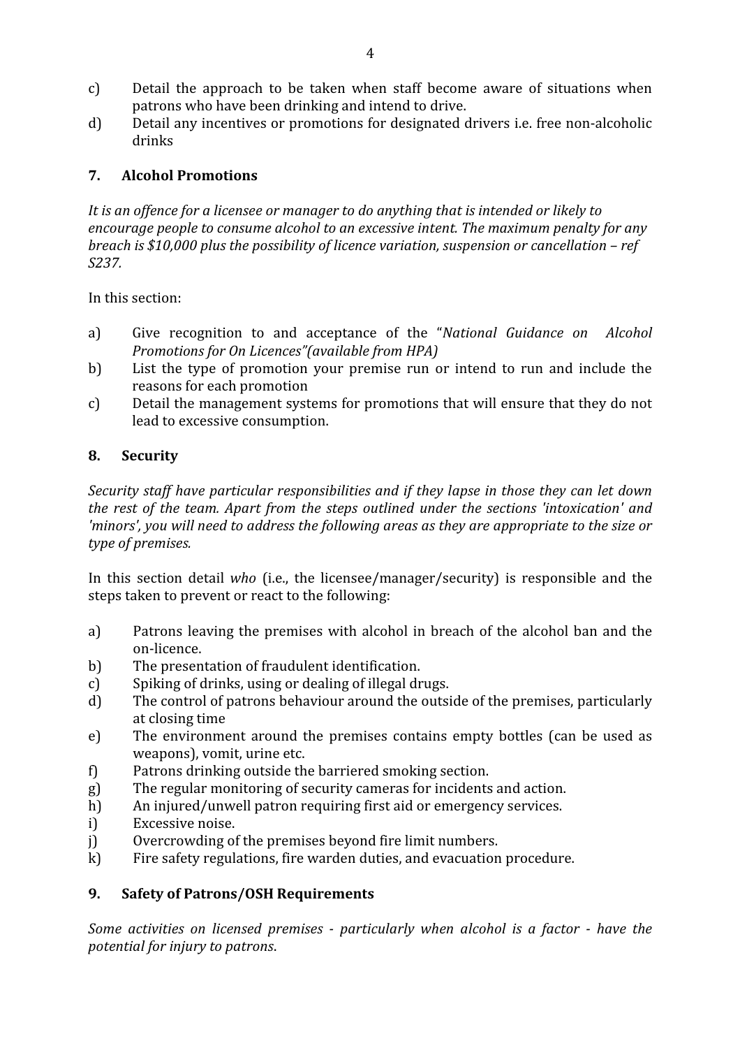c) Detail the approach to be taken when staff become aware of situations when patrons who have been drinking and intend to drive.

d) Detail any incentives or promotions for designated drivers i.e. free non-alcoholic drinks

## 7. Alcohol Promotions

*It is an offence for a licensee or manager to do anything that is intended or likely to encourage people to consume alcohol to an excessive intent. The maximum penalty for any breach is $10,000 plus the possibility of licence variation, suspension or cancellation – ref S237.*

In this section:

a) Give recognition to and acceptance of the "*National Guidance on Alcohol Promotions for On Licences"(available from HPA)*

b) List the type of promotion your premise run or intend to run and include the reasons for each promotion

c) Detail the management systems for promotions that will ensure that they do not lead to excessive consumption.

## 8. Security

*Security staff have particular responsibilities and if they lapse in those they can let down the rest of the team. Apart from the steps outlined under the sections 'intoxication' and 'minors', you will need to address the following areas as they are appropriate to the size or type of premises.*

In this section detail *who* (i.e., the licensee/manager/security) is responsible and the steps taken to prevent or react to the following:

a) Patrons leaving the premises with alcohol in breach of the alcohol ban and the on-licence.

b) The presentation of fraudulent identification.

c) Spiking of drinks, using or dealing of illegal drugs.

d) The control of patrons behaviour around the outside of the premises, particularly at closing time

e) The environment around the premises contains empty bottles (can be used as weapons), vomit, urine etc.

f) Patrons drinking outside the barriered smoking section.

g) The regular monitoring of security cameras for incidents and action.

h) An injured/unwell patron requiring first aid or emergency services.

i) Excessive noise.

j) Overcrowding of the premises beyond fire limit numbers.

k) Fire safety regulations, fire warden duties, and evacuation procedure.

## 9. Safety of Patrons/OSH Requirements

*Some activities on licensed premises - particularly when alcohol is a factor - have the potential for injury to patrons*.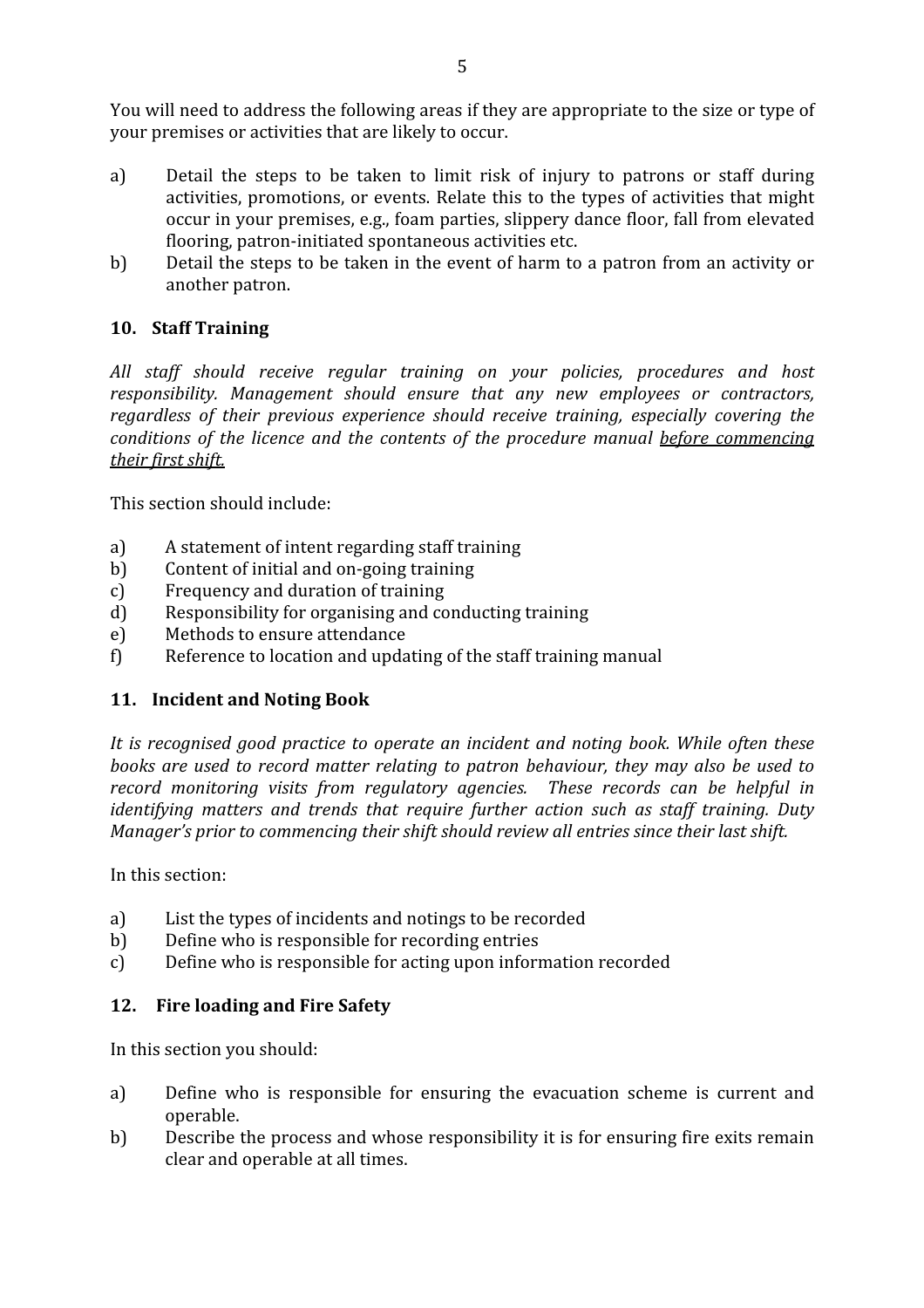You will need to address the following areas if they are appropriate to the size or type of your premises or activities that are likely to occur.

a) Detail the steps to be taken to limit risk of injury to patrons or staff during activities, promotions, or events. Relate this to the types of activities that might occur in your premises, e.g., foam parties, slippery dance floor, fall from elevated flooring, patron-initiated spontaneous activities etc.
b) Detail the steps to be taken in the event of harm to a patron from an activity or another patron.

## 10. Staff Training

*All staff should receive regular training on your policies, procedures and host responsibility. Management should ensure that any new employees or contractors, regardless of their previous experience should receive training, especially covering the conditions of the licence and the contents of the procedure manual <u>before commencing their first shift.</u>*

This section should include:

a) A statement of intent regarding staff training
b) Content of initial and on-going training
c) Frequency and duration of training
d) Responsibility for organising and conducting training
e) Methods to ensure attendance
f) Reference to location and updating of the staff training manual

## 11. Incident and Noting Book

*It is recognised good practice to operate an incident and noting book. While often these books are used to record matter relating to patron behaviour, they may also be used to record monitoring visits from regulatory agencies. These records can be helpful in identifying matters and trends that require further action such as staff training. Duty Manager's prior to commencing their shift should review all entries since their last shift.*

In this section:

a) List the types of incidents and notings to be recorded
b) Define who is responsible for recording entries
c) Define who is responsible for acting upon information recorded

## 12. Fire loading and Fire Safety

In this section you should:

a) Define who is responsible for ensuring the evacuation scheme is current and operable.
b) Describe the process and whose responsibility it is for ensuring fire exits remain clear and operable at all times.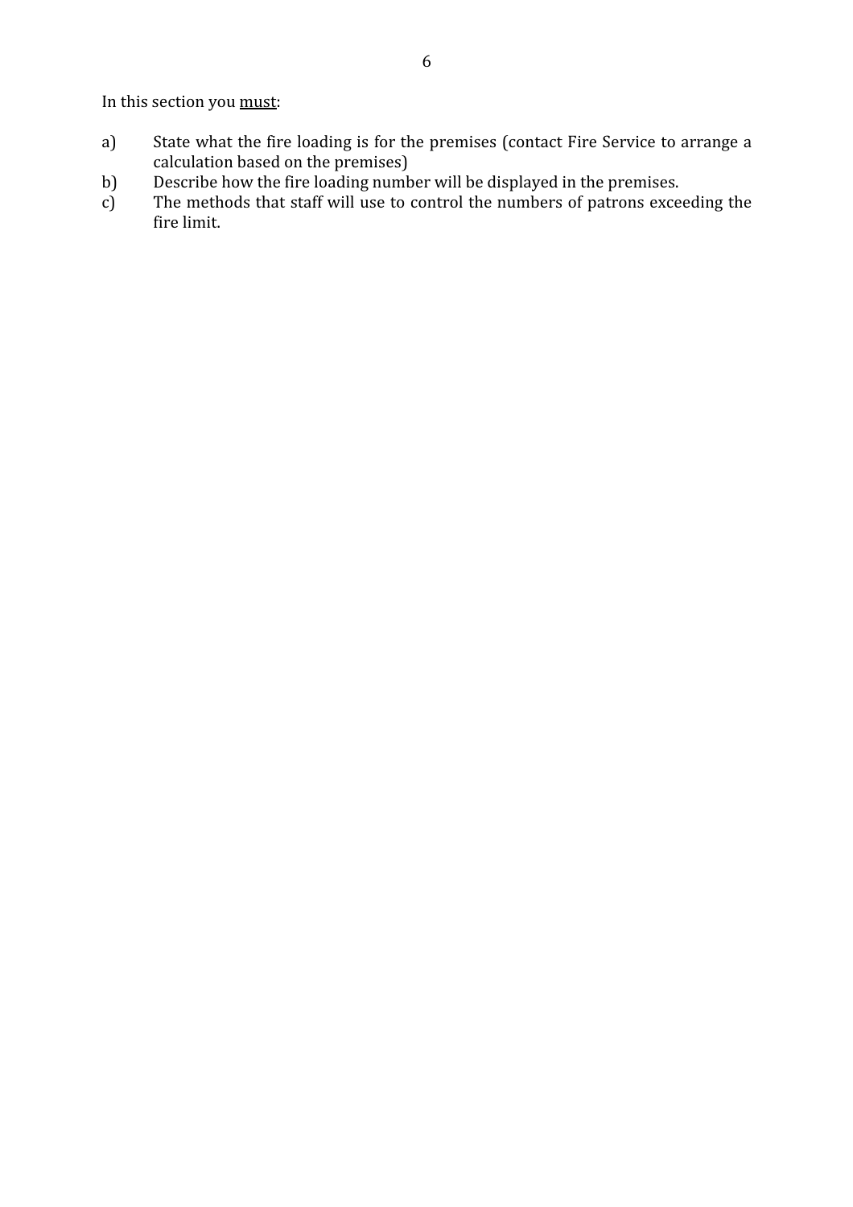In this section you <u>must</u>:

a) State what the fire loading is for the premises (contact Fire Service to arrange a calculation based on the premises)
b) Describe how the fire loading number will be displayed in the premises.
c) The methods that staff will use to control the numbers of patrons exceeding the fire limit.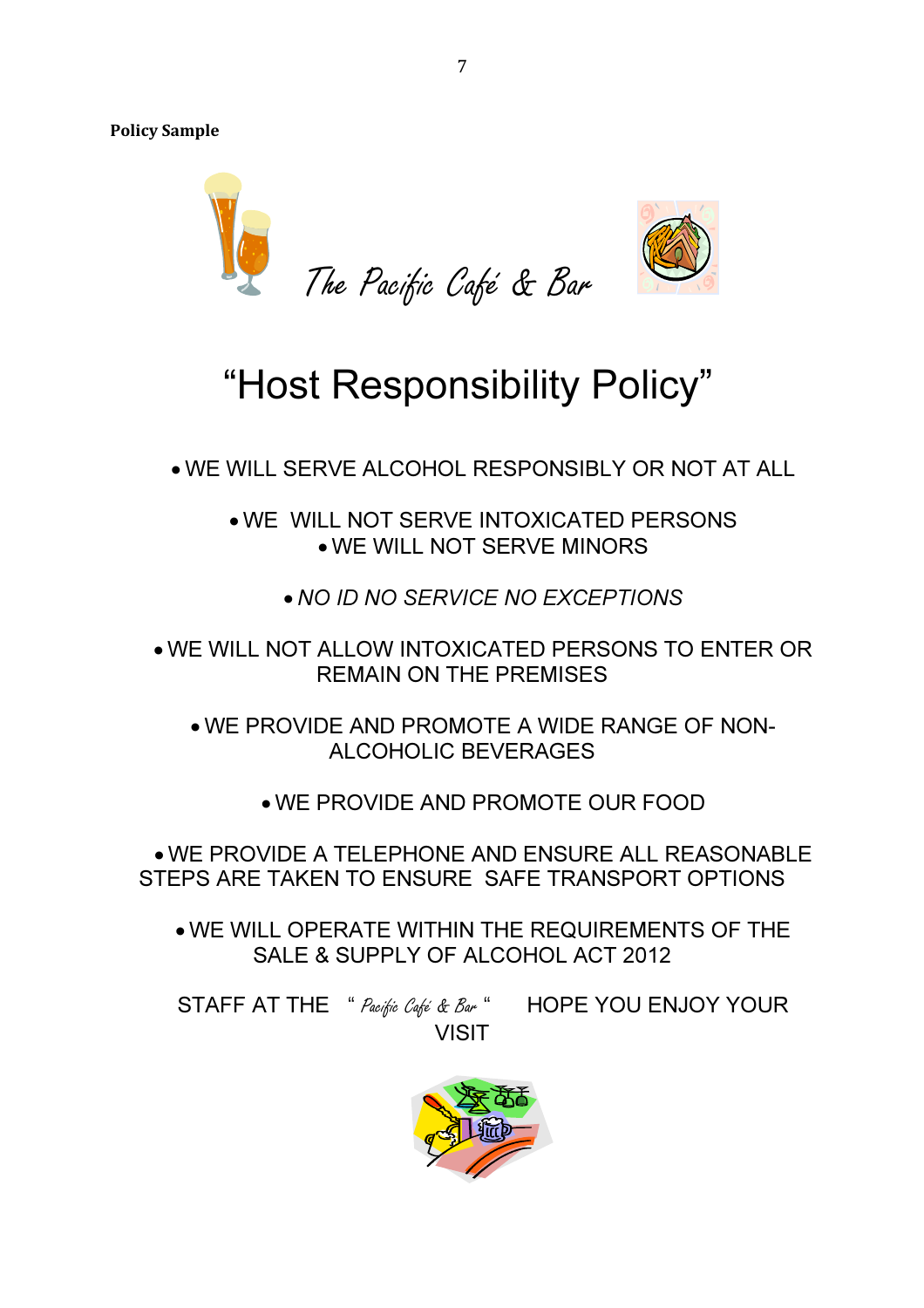**Policy Sample**

*The Pacific Café & Bar*

# "Host Responsibility Policy"

- WE WILL SERVE ALCOHOL RESPONSIBLY OR NOT AT ALL
- WE WILL NOT SERVE INTOXICATED PERSONS
- WE WILL NOT SERVE MINORS
- *NO ID NO SERVICE NO EXCEPTIONS*
- WE WILL NOT ALLOW INTOXICATED PERSONS TO ENTER OR REMAIN ON THE PREMISES
- WE PROVIDE AND PROMOTE A WIDE RANGE OF NON-ALCOHOLIC BEVERAGES
- WE PROVIDE AND PROMOTE OUR FOOD
- WE PROVIDE A TELEPHONE AND ENSURE ALL REASONABLE STEPS ARE TAKEN TO ENSURE SAFE TRANSPORT OPTIONS
- WE WILL OPERATE WITHIN THE REQUIREMENTS OF THE SALE & SUPPLY OF ALCOHOL ACT 2012

STAFF AT THE " *Pacific Café & Bar* " HOPE YOU ENJOY YOUR VISIT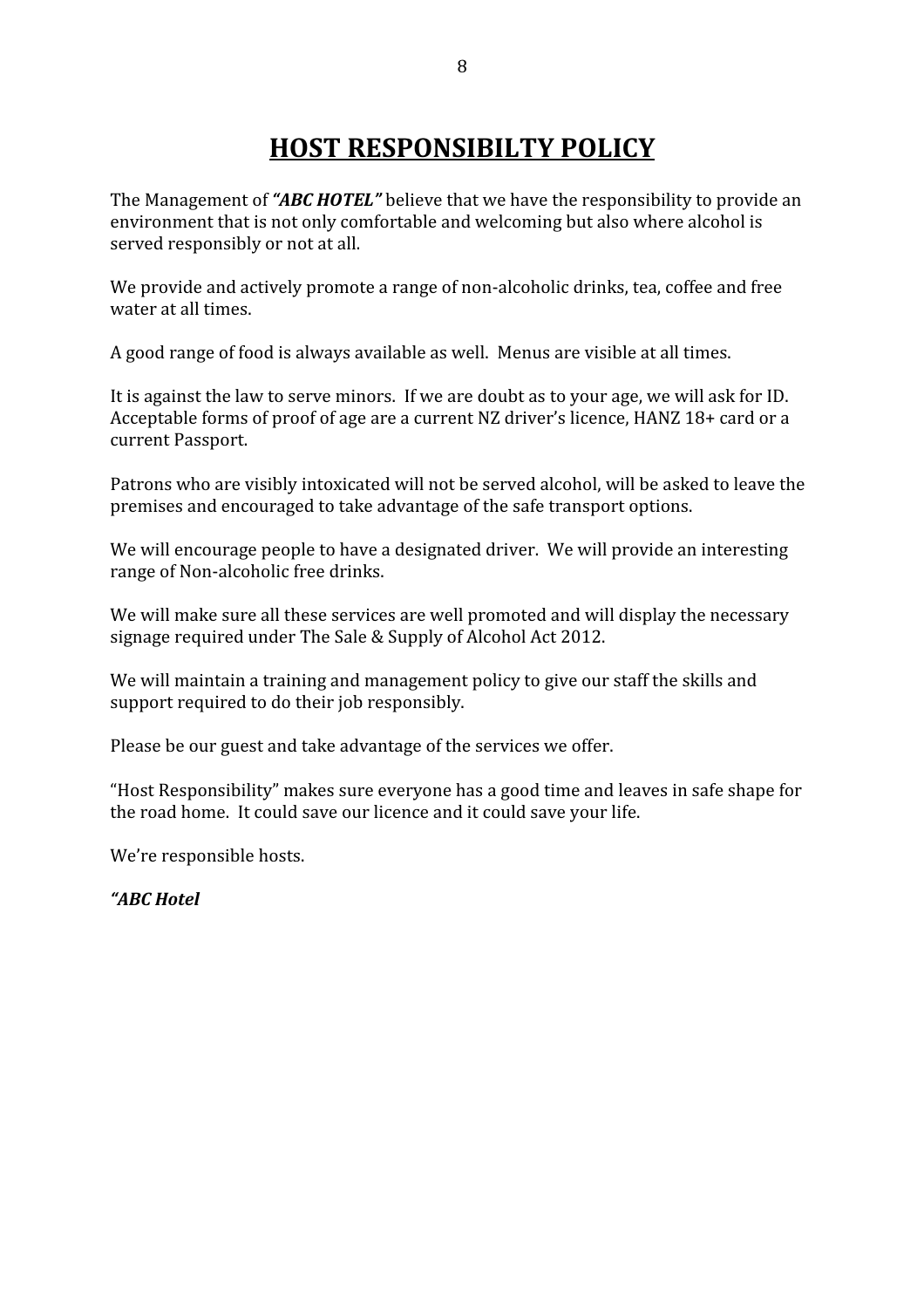# HOST RESPONSIBILTY POLICY

The Management of ***"ABC HOTEL"*** believe that we have the responsibility to provide an environment that is not only comfortable and welcoming but also where alcohol is served responsibly or not at all.

We provide and actively promote a range of non-alcoholic drinks, tea, coffee and free water at all times.

A good range of food is always available as well. Menus are visible at all times.

It is against the law to serve minors. If we are doubt as to your age, we will ask for ID. Acceptable forms of proof of age are a current NZ driver's licence, HANZ 18+ card or a current Passport.

Patrons who are visibly intoxicated will not be served alcohol, will be asked to leave the premises and encouraged to take advantage of the safe transport options.

We will encourage people to have a designated driver. We will provide an interesting range of Non-alcoholic free drinks.

We will make sure all these services are well promoted and will display the necessary signage required under The Sale & Supply of Alcohol Act 2012.

We will maintain a training and management policy to give our staff the skills and support required to do their job responsibly.

Please be our guest and take advantage of the services we offer.

"Host Responsibility" makes sure everyone has a good time and leaves in safe shape for the road home. It could save our licence and it could save your life.

We're responsible hosts.

***"ABC Hotel***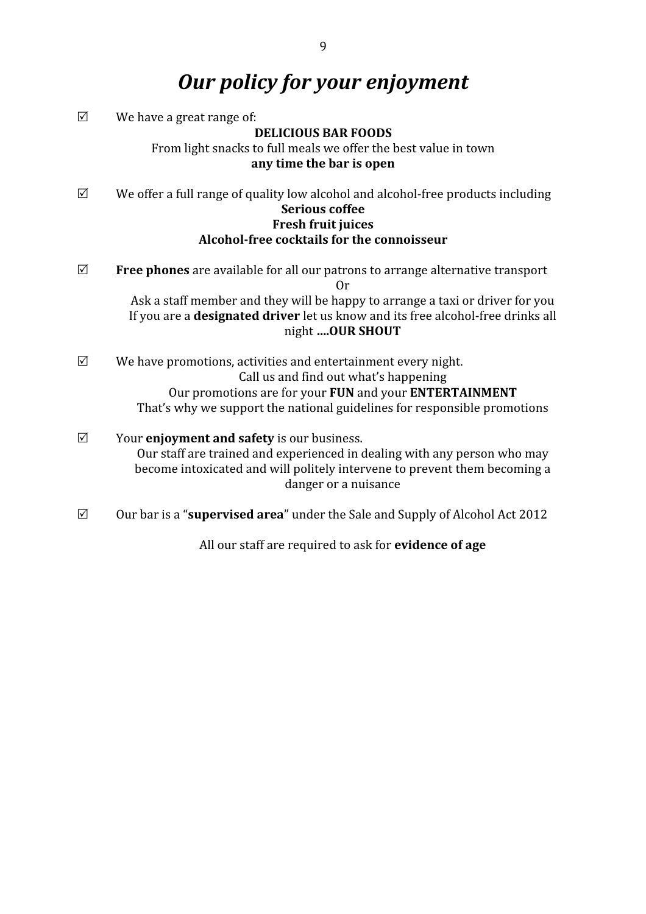# *Our policy for your enjoyment*

☑ We have a great range of:

**DELICIOUS BAR FOODS**

From light snacks to full meals we offer the best value in town

**any time the bar is open**

☑ We offer a full range of quality low alcohol and alcohol-free products including

**Serious coffee**

**Fresh fruit juices**

**Alcohol-free cocktails for the connoisseur**

☑ **Free phones** are available for all our patrons to arrange alternative transport

Or

Ask a staff member and they will be happy to arrange a taxi or driver for you

If you are a **designated driver** let us know and its free alcohol-free drinks all night **....OUR SHOUT**

☑ We have promotions, activities and entertainment every night.

Call us and find out what's happening

Our promotions are for your **FUN** and your **ENTERTAINMENT**

That's why we support the national guidelines for responsible promotions

☑ Your **enjoyment and safety** is our business.

Our staff are trained and experienced in dealing with any person who may become intoxicated and will politely intervene to prevent them becoming a danger or a nuisance

☑ Our bar is a "**supervised area**" under the Sale and Supply of Alcohol Act 2012

All our staff are required to ask for **evidence of age**